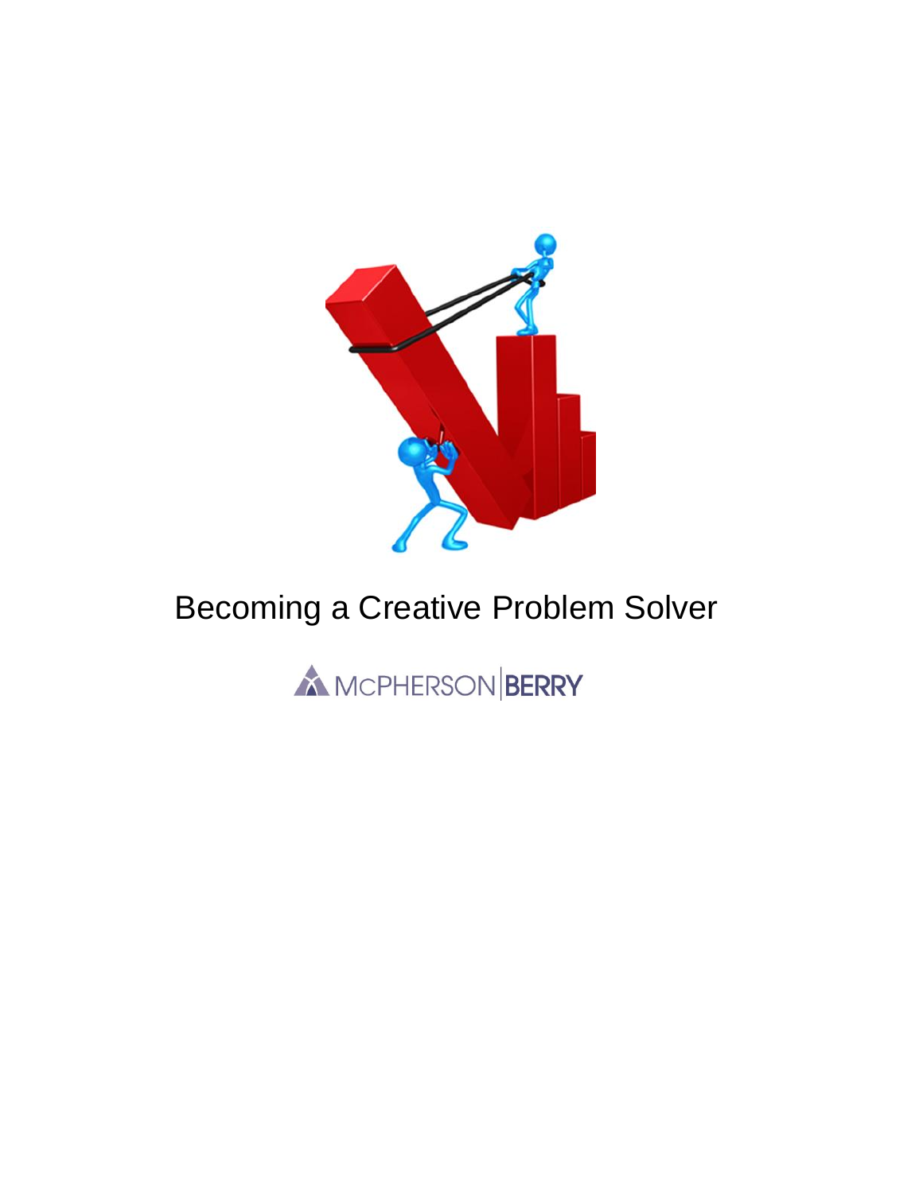# Becoming a Creative Problem Solver

McPHERSON | BERRY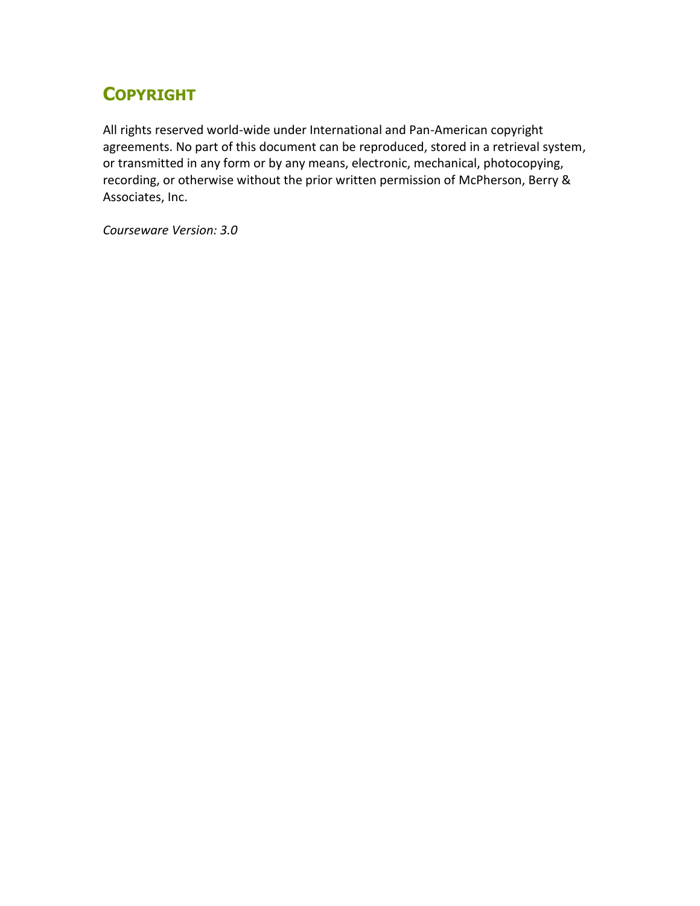## COPYRIGHT

All rights reserved world-wide under International and Pan-American copyright agreements. No part of this document can be reproduced, stored in a retrieval system, or transmitted in any form or by any means, electronic, mechanical, photocopying, recording, or otherwise without the prior written permission of McPherson, Berry & Associates, Inc.

*Courseware Version: 3.0*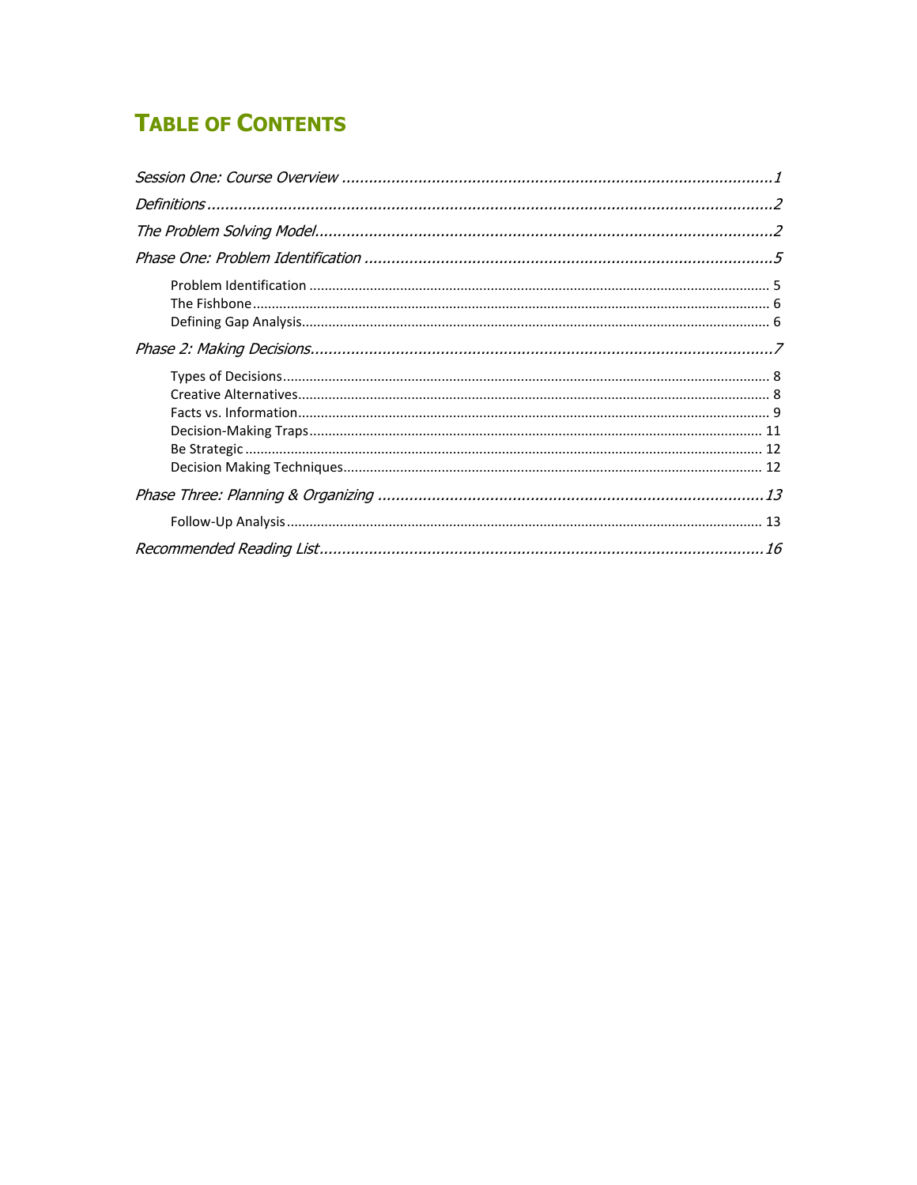# TABLE OF CONTENTS

*Session One: Course Overview* ..... *1*

*Definitions* ..... *2*

*The Problem Solving Model* ..... *2*

*Phase One: Problem Identification* ..... *5*

- Problem Identification ..... 5
- The Fishbone ..... 6
- Defining Gap Analysis ..... 6

*Phase 2: Making Decisions* ..... *7*

- Types of Decisions ..... 8
- Creative Alternatives ..... 8
- Facts vs. Information ..... 9
- Decision-Making Traps ..... 11
- Be Strategic ..... 12
- Decision Making Techniques ..... 12

*Phase Three: Planning & Organizing* ..... *13*

- Follow-Up Analysis ..... 13

*Recommended Reading List* ..... *16*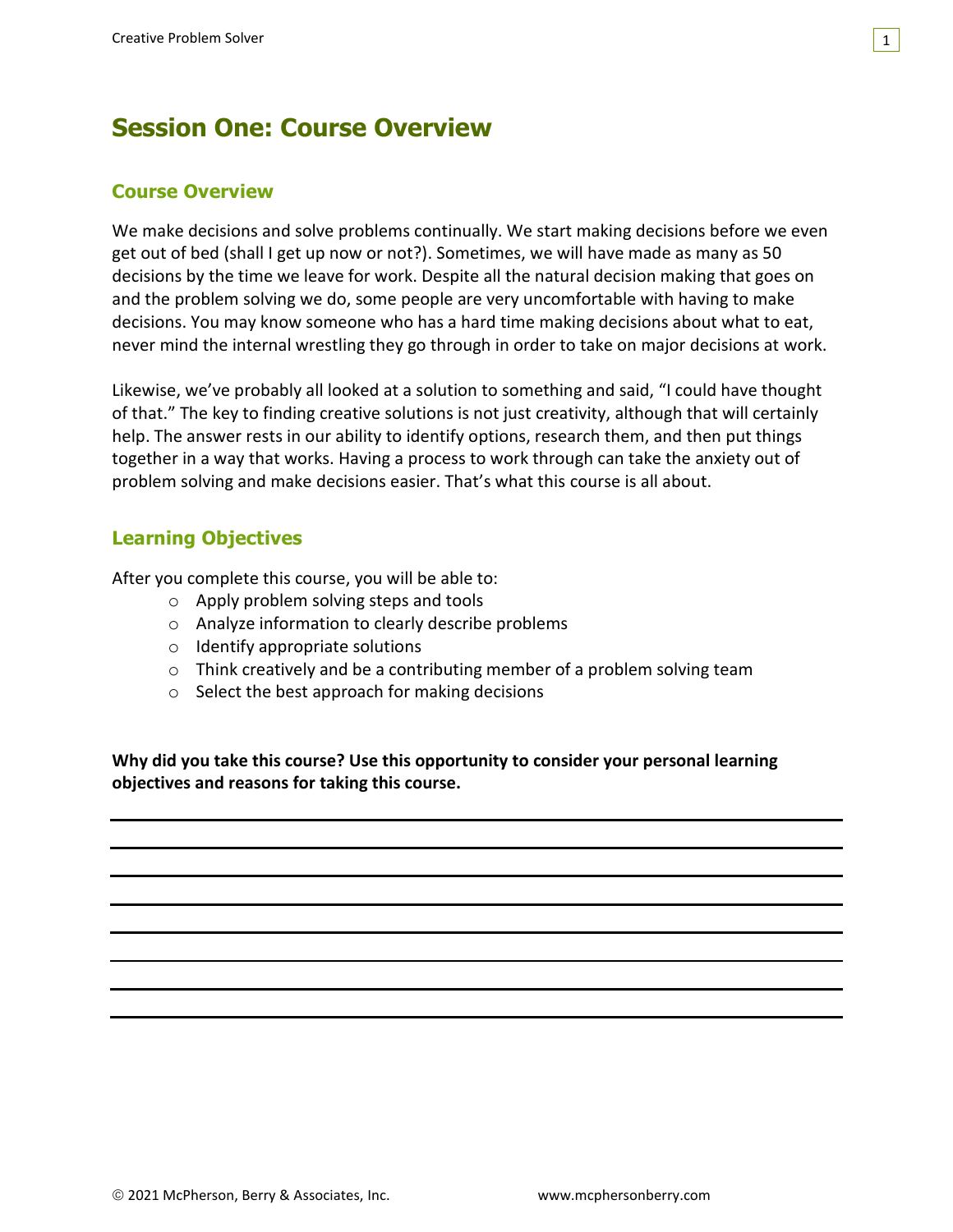# Session One: Course Overview

## Course Overview

We make decisions and solve problems continually. We start making decisions before we even get out of bed (shall I get up now or not?). Sometimes, we will have made as many as 50 decisions by the time we leave for work. Despite all the natural decision making that goes on and the problem solving we do, some people are very uncomfortable with having to make decisions. You may know someone who has a hard time making decisions about what to eat, never mind the internal wrestling they go through in order to take on major decisions at work.

Likewise, we've probably all looked at a solution to something and said, "I could have thought of that." The key to finding creative solutions is not just creativity, although that will certainly help. The answer rests in our ability to identify options, research them, and then put things together in a way that works. Having a process to work through can take the anxiety out of problem solving and make decisions easier. That's what this course is all about.

## Learning Objectives

After you complete this course, you will be able to:

- Apply problem solving steps and tools
- Analyze information to clearly describe problems
- Identify appropriate solutions
- Think creatively and be a contributing member of a problem solving team
- Select the best approach for making decisions

**Why did you take this course? Use this opportunity to consider your personal learning objectives and reasons for taking this course.**

\_\_\_\_\_\_\_\_\_\_\_\_\_\_\_\_\_\_\_\_\_\_\_\_\_\_\_\_\_\_\_\_\_\_\_\_\_\_\_\_\_\_\_\_\_\_\_\_\_\_\_\_\_\_\_\_\_\_\_\_\_\_\_\_\_\_\_\_\_\_\_\_

\_\_\_\_\_\_\_\_\_\_\_\_\_\_\_\_\_\_\_\_\_\_\_\_\_\_\_\_\_\_\_\_\_\_\_\_\_\_\_\_\_\_\_\_\_\_\_\_\_\_\_\_\_\_\_\_\_\_\_\_\_\_\_\_\_\_\_\_\_\_\_\_

\_\_\_\_\_\_\_\_\_\_\_\_\_\_\_\_\_\_\_\_\_\_\_\_\_\_\_\_\_\_\_\_\_\_\_\_\_\_\_\_\_\_\_\_\_\_\_\_\_\_\_\_\_\_\_\_\_\_\_\_\_\_\_\_\_\_\_\_\_\_\_\_

\_\_\_\_\_\_\_\_\_\_\_\_\_\_\_\_\_\_\_\_\_\_\_\_\_\_\_\_\_\_\_\_\_\_\_\_\_\_\_\_\_\_\_\_\_\_\_\_\_\_\_\_\_\_\_\_\_\_\_\_\_\_\_\_\_\_\_\_\_\_\_\_

\_\_\_\_\_\_\_\_\_\_\_\_\_\_\_\_\_\_\_\_\_\_\_\_\_\_\_\_\_\_\_\_\_\_\_\_\_\_\_\_\_\_\_\_\_\_\_\_\_\_\_\_\_\_\_\_\_\_\_\_\_\_\_\_\_\_\_\_\_\_\_\_

\_\_\_\_\_\_\_\_\_\_\_\_\_\_\_\_\_\_\_\_\_\_\_\_\_\_\_\_\_\_\_\_\_\_\_\_\_\_\_\_\_\_\_\_\_\_\_\_\_\_\_\_\_\_\_\_\_\_\_\_\_\_\_\_\_\_\_\_\_\_\_\_

\_\_\_\_\_\_\_\_\_\_\_\_\_\_\_\_\_\_\_\_\_\_\_\_\_\_\_\_\_\_\_\_\_\_\_\_\_\_\_\_\_\_\_\_\_\_\_\_\_\_\_\_\_\_\_\_\_\_\_\_\_\_\_\_\_\_\_\_\_\_\_\_

\_\_\_\_\_\_\_\_\_\_\_\_\_\_\_\_\_\_\_\_\_\_\_\_\_\_\_\_\_\_\_\_\_\_\_\_\_\_\_\_\_\_\_\_\_\_\_\_\_\_\_\_\_\_\_\_\_\_\_\_\_\_\_\_\_\_\_\_\_\_\_\_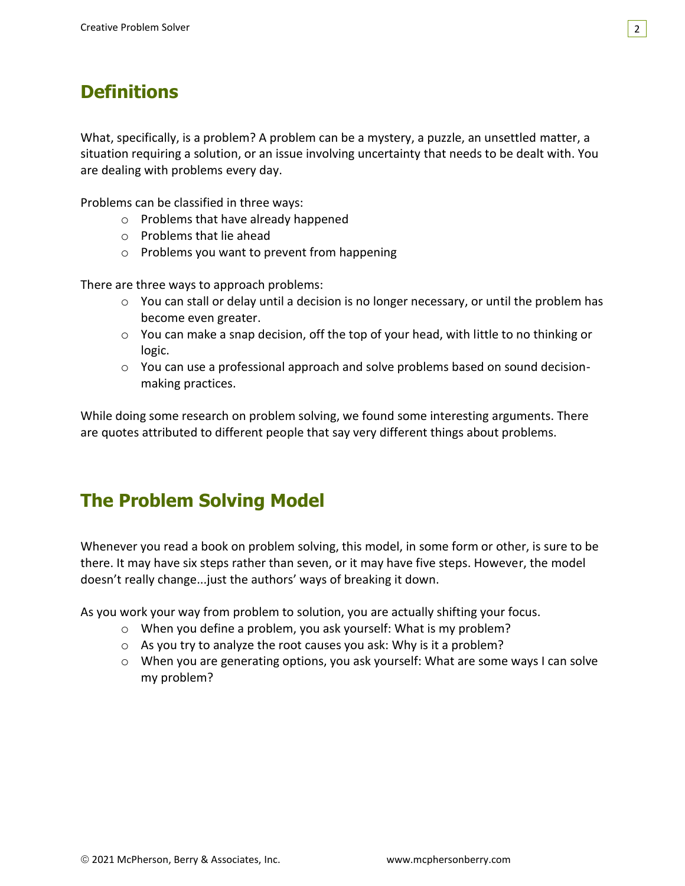## Definitions

What, specifically, is a problem? A problem can be a mystery, a puzzle, an unsettled matter, a situation requiring a solution, or an issue involving uncertainty that needs to be dealt with. You are dealing with problems every day.

Problems can be classified in three ways:

- Problems that have already happened
- Problems that lie ahead
- Problems you want to prevent from happening

There are three ways to approach problems:

- You can stall or delay until a decision is no longer necessary, or until the problem has become even greater.
- You can make a snap decision, off the top of your head, with little to no thinking or logic.
- You can use a professional approach and solve problems based on sound decision-making practices.

While doing some research on problem solving, we found some interesting arguments. There are quotes attributed to different people that say very different things about problems.

## The Problem Solving Model

Whenever you read a book on problem solving, this model, in some form or other, is sure to be there. It may have six steps rather than seven, or it may have five steps. However, the model doesn't really change...just the authors' ways of breaking it down.

As you work your way from problem to solution, you are actually shifting your focus.

- When you define a problem, you ask yourself: What is my problem?
- As you try to analyze the root causes you ask: Why is it a problem?
- When you are generating options, you ask yourself: What are some ways I can solve my problem?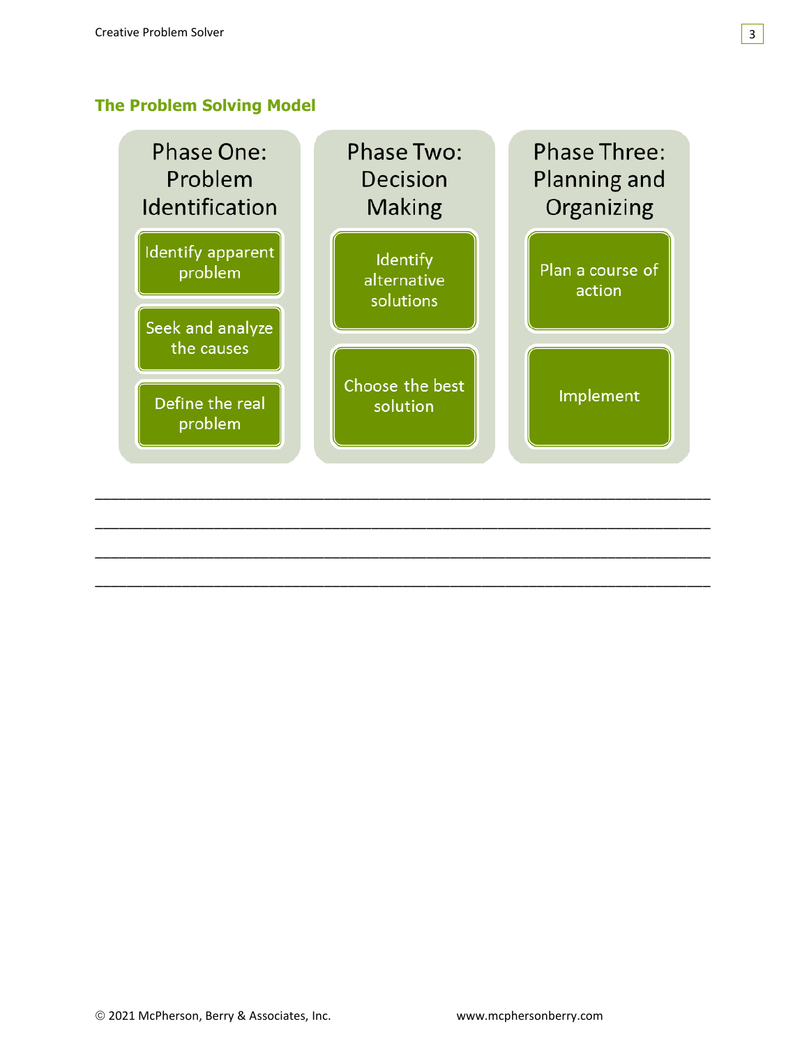## The Problem Solving Model

| Phase One: Problem Identification | Phase Two: Decision Making | Phase Three: Planning and Organizing |
| --- | --- | --- |
| Identify apparent problem | Identify alternative solutions | Plan a course of action |
| Seek and analyze the causes | Choose the best solution | Implement |
| Define the real problem | | |

_______________________________________________________________________________

_______________________________________________________________________________

_______________________________________________________________________________

_______________________________________________________________________________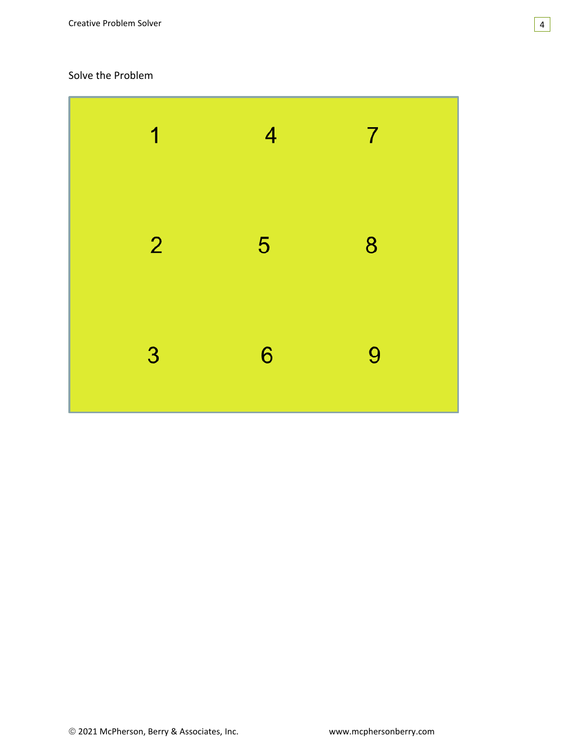Solve the Problem

| | | |
|---|---|---|
| 1 | 4 | 7 |
| 2 | 5 | 8 |
| 3 | 6 | 9 |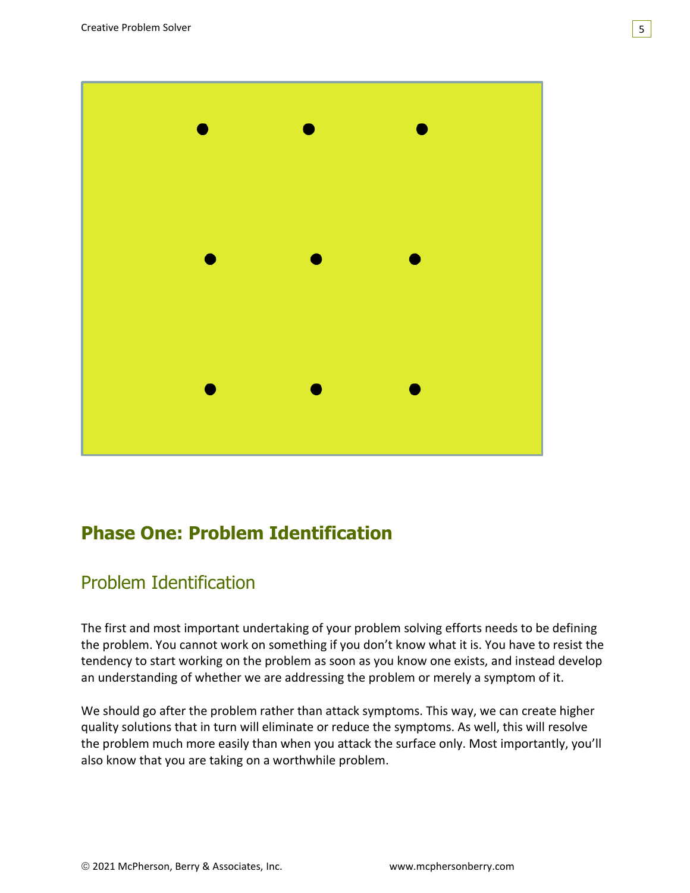## Phase One: Problem Identification

### Problem Identification

The first and most important undertaking of your problem solving efforts needs to be defining the problem. You cannot work on something if you don't know what it is. You have to resist the tendency to start working on the problem as soon as you know one exists, and instead develop an understanding of whether we are addressing the problem or merely a symptom of it.

We should go after the problem rather than attack symptoms. This way, we can create higher quality solutions that in turn will eliminate or reduce the symptoms. As well, this will resolve the problem much more easily than when you attack the surface only. Most importantly, you'll also know that you are taking on a worthwhile problem.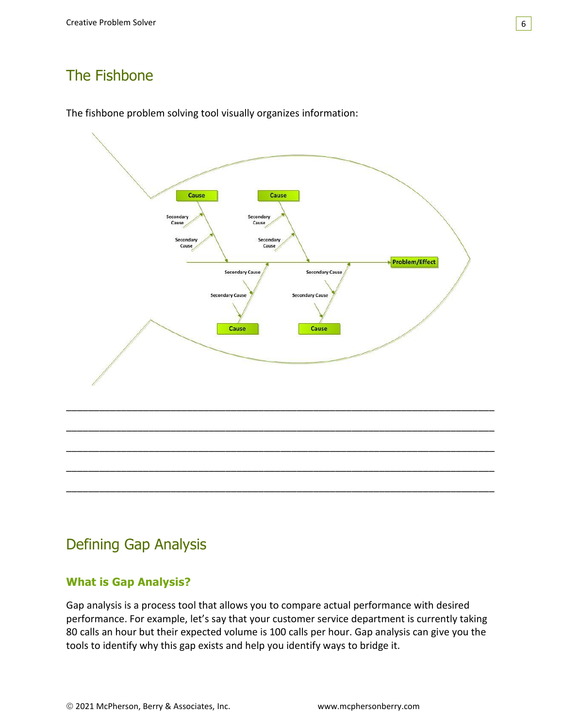## The Fishbone

The fishbone problem solving tool visually organizes information:

Cause
Secondary Cause
Secondary Cause
Cause
Secondary Cause
Secondary Cause
Problem/Effect
Secondary Cause
Secondary Cause
Secondary Cause
Secondary Cause
Cause
Cause

______________________________________________________________________________

______________________________________________________________________________

______________________________________________________________________________

______________________________________________________________________________

______________________________________________________________________________

## Defining Gap Analysis

### What is Gap Analysis?

Gap analysis is a process tool that allows you to compare actual performance with desired performance. For example, let's say that your customer service department is currently taking 80 calls an hour but their expected volume is 100 calls per hour. Gap analysis can give you the tools to identify why this gap exists and help you identify ways to bridge it.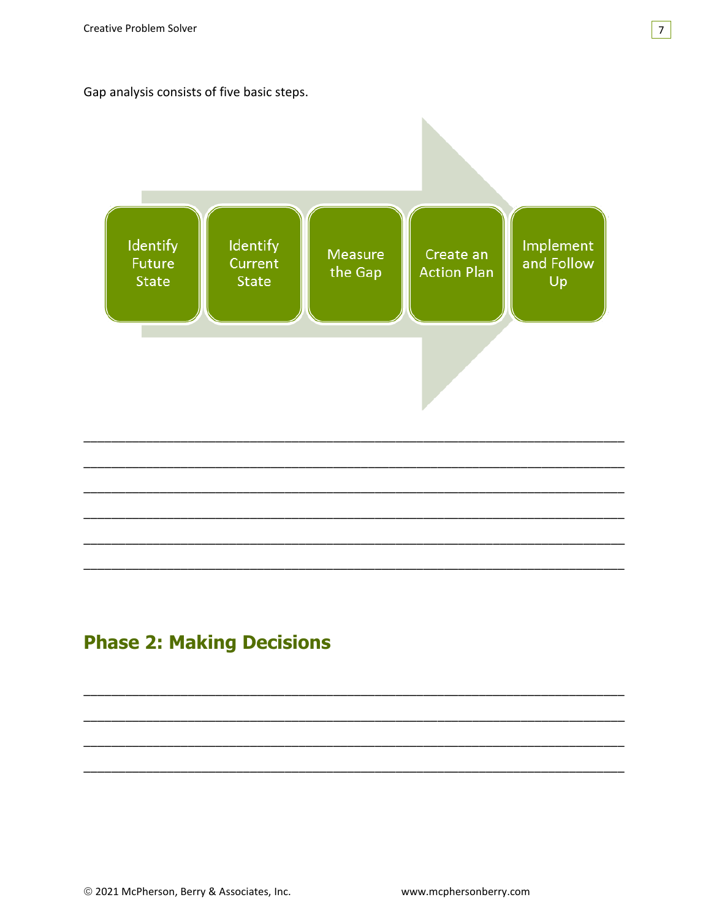Gap analysis consists of five basic steps.

1. Identify Future State
2. Identify Current State
3. Measure the Gap
4. Create an Action Plan
5. Implement and Follow Up

______________________________________________________________________________

______________________________________________________________________________

______________________________________________________________________________

______________________________________________________________________________

______________________________________________________________________________

______________________________________________________________________________

## Phase 2: Making Decisions

______________________________________________________________________________

______________________________________________________________________________

______________________________________________________________________________

______________________________________________________________________________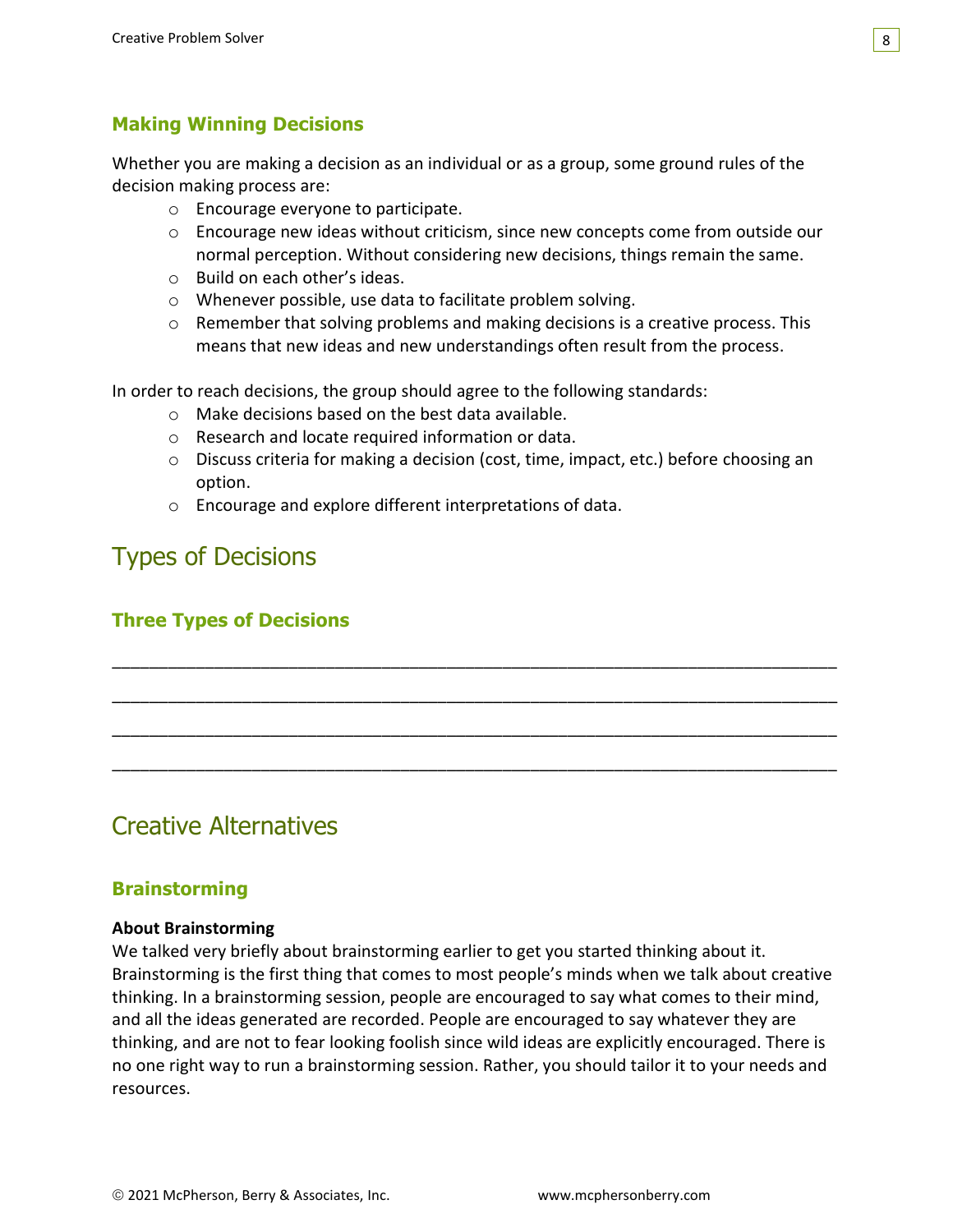### Making Winning Decisions

Whether you are making a decision as an individual or as a group, some ground rules of the decision making process are:

- Encourage everyone to participate.
- Encourage new ideas without criticism, since new concepts come from outside our normal perception. Without considering new decisions, things remain the same.
- Build on each other's ideas.
- Whenever possible, use data to facilitate problem solving.
- Remember that solving problems and making decisions is a creative process. This means that new ideas and new understandings often result from the process.

In order to reach decisions, the group should agree to the following standards:

- Make decisions based on the best data available.
- Research and locate required information or data.
- Discuss criteria for making a decision (cost, time, impact, etc.) before choosing an option.
- Encourage and explore different interpretations of data.

## Types of Decisions

### Three Types of Decisions

______________________________________________________________________________

______________________________________________________________________________

______________________________________________________________________________

______________________________________________________________________________

## Creative Alternatives

### Brainstorming

**About Brainstorming**

We talked very briefly about brainstorming earlier to get you started thinking about it. Brainstorming is the first thing that comes to most people's minds when we talk about creative thinking. In a brainstorming session, people are encouraged to say what comes to their mind, and all the ideas generated are recorded. People are encouraged to say whatever they are thinking, and are not to fear looking foolish since wild ideas are explicitly encouraged. There is no one right way to run a brainstorming session. Rather, you should tailor it to your needs and resources.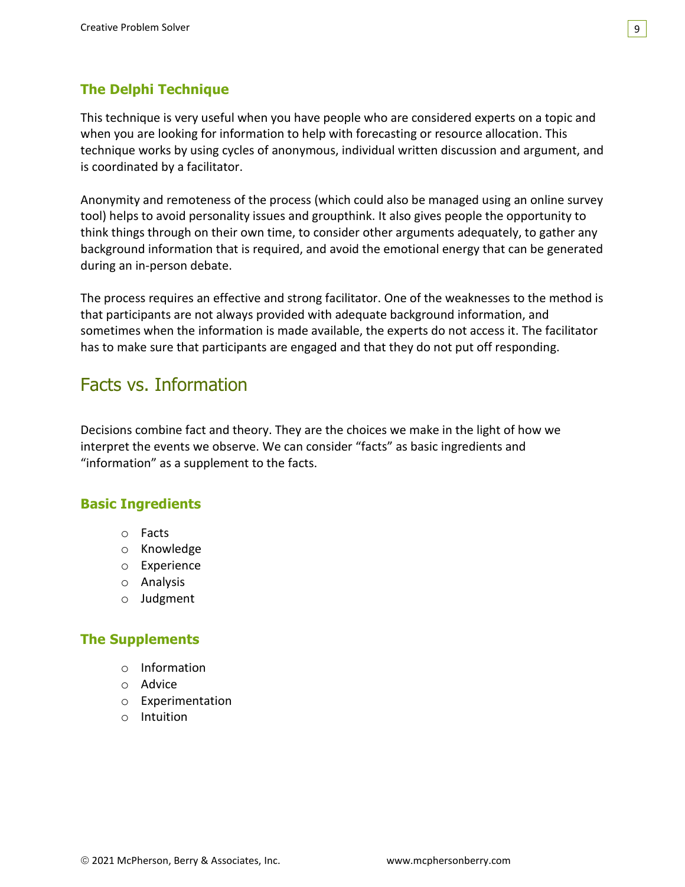### The Delphi Technique

This technique is very useful when you have people who are considered experts on a topic and when you are looking for information to help with forecasting or resource allocation. This technique works by using cycles of anonymous, individual written discussion and argument, and is coordinated by a facilitator.

Anonymity and remoteness of the process (which could also be managed using an online survey tool) helps to avoid personality issues and groupthink. It also gives people the opportunity to think things through on their own time, to consider other arguments adequately, to gather any background information that is required, and avoid the emotional energy that can be generated during an in-person debate.

The process requires an effective and strong facilitator. One of the weaknesses to the method is that participants are not always provided with adequate background information, and sometimes when the information is made available, the experts do not access it. The facilitator has to make sure that participants are engaged and that they do not put off responding.

## Facts vs. Information

Decisions combine fact and theory. They are the choices we make in the light of how we interpret the events we observe. We can consider "facts" as basic ingredients and "information" as a supplement to the facts.

### Basic Ingredients

- Facts
- Knowledge
- Experience
- Analysis
- Judgment

### The Supplements

- Information
- Advice
- Experimentation
- Intuition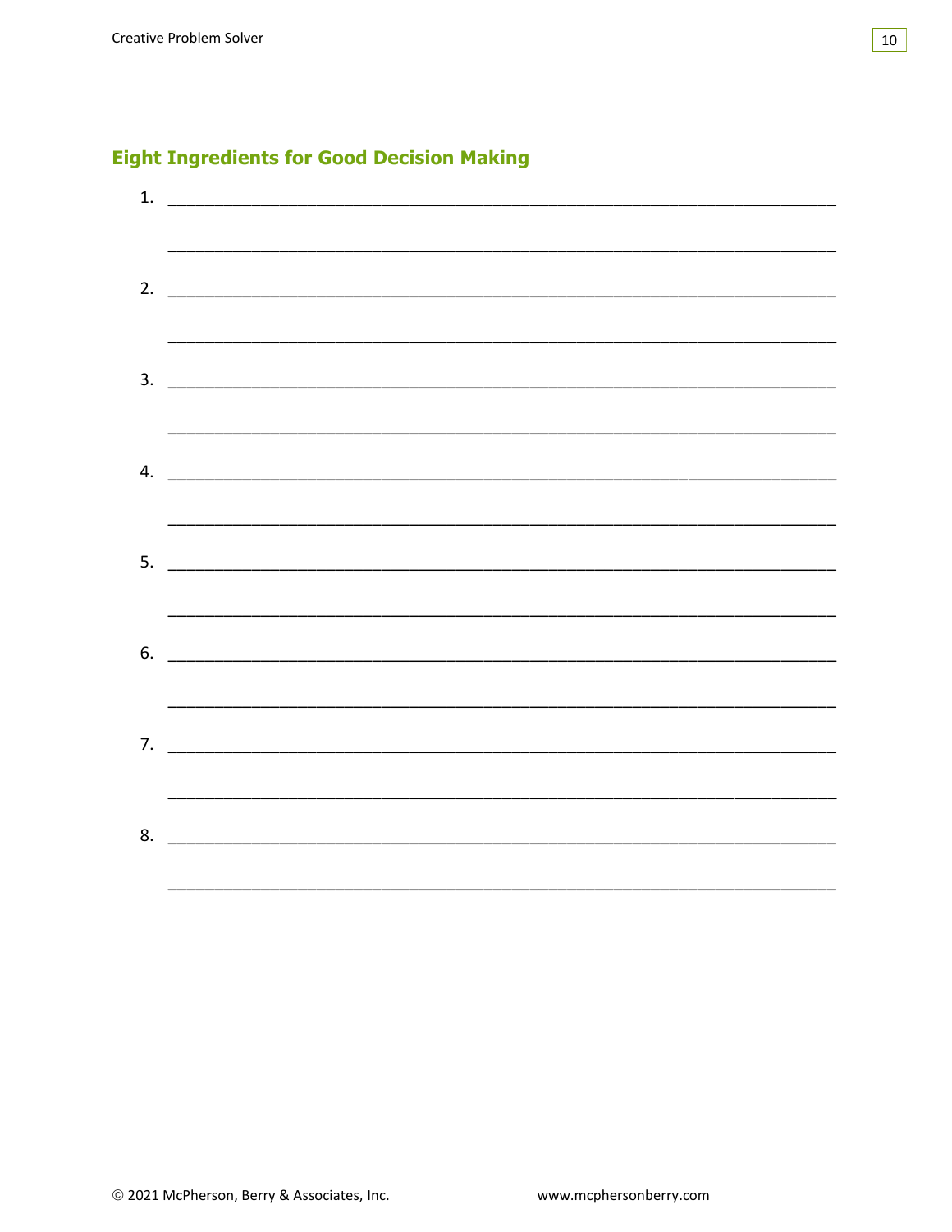## Eight Ingredients for Good Decision Making

1. ______________________________________________________________________

   ______________________________________________________________________

2. ______________________________________________________________________

   ______________________________________________________________________

3. ______________________________________________________________________

   ______________________________________________________________________

4. ______________________________________________________________________

   ______________________________________________________________________

5. ______________________________________________________________________

   ______________________________________________________________________

6. ______________________________________________________________________

   ______________________________________________________________________

7. ______________________________________________________________________

   ______________________________________________________________________

8. ______________________________________________________________________

   ______________________________________________________________________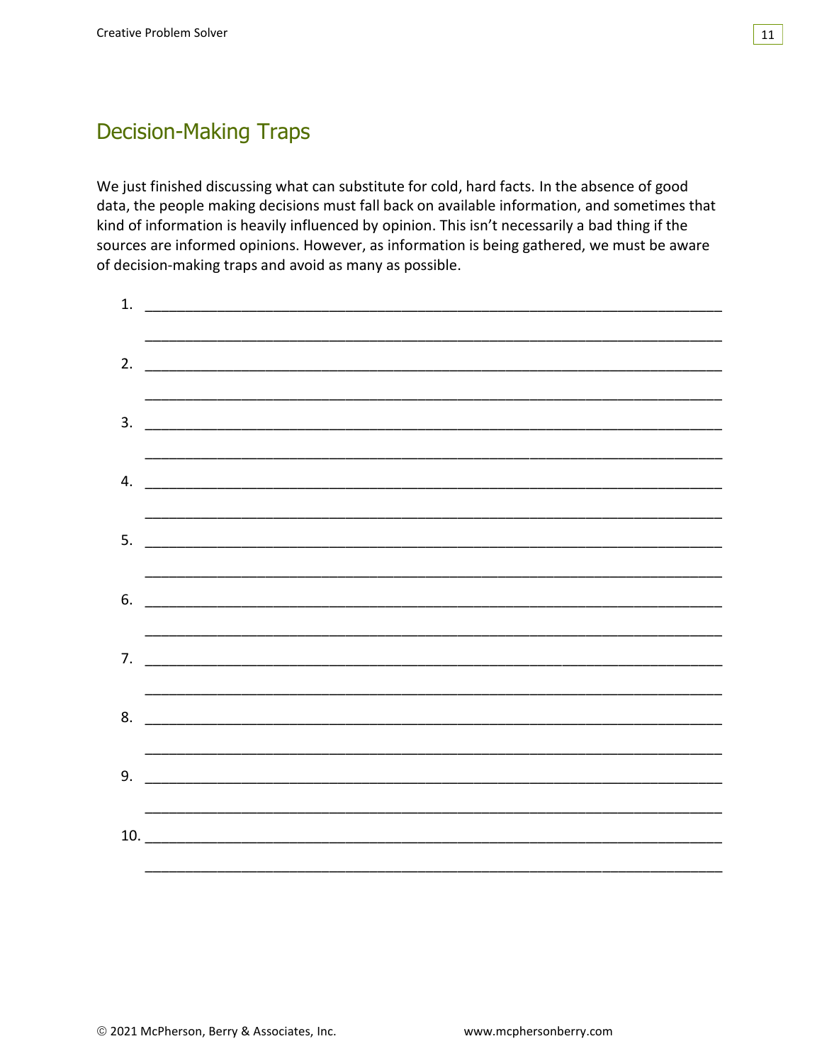## Decision-Making Traps

We just finished discussing what can substitute for cold, hard facts. In the absence of good data, the people making decisions must fall back on available information, and sometimes that kind of information is heavily influenced by opinion. This isn't necessarily a bad thing if the sources are informed opinions. However, as information is being gathered, we must be aware of decision-making traps and avoid as many as possible.

1. ______________________________________________________________________

   ______________________________________________________________________

2. ______________________________________________________________________

   ______________________________________________________________________

3. ______________________________________________________________________

   ______________________________________________________________________

4. ______________________________________________________________________

   ______________________________________________________________________

5. ______________________________________________________________________

   ______________________________________________________________________

6. ______________________________________________________________________

   ______________________________________________________________________

7. ______________________________________________________________________

   ______________________________________________________________________

8. ______________________________________________________________________

   ______________________________________________________________________

9. ______________________________________________________________________

   ______________________________________________________________________

10. _____________________________________________________________________

    _____________________________________________________________________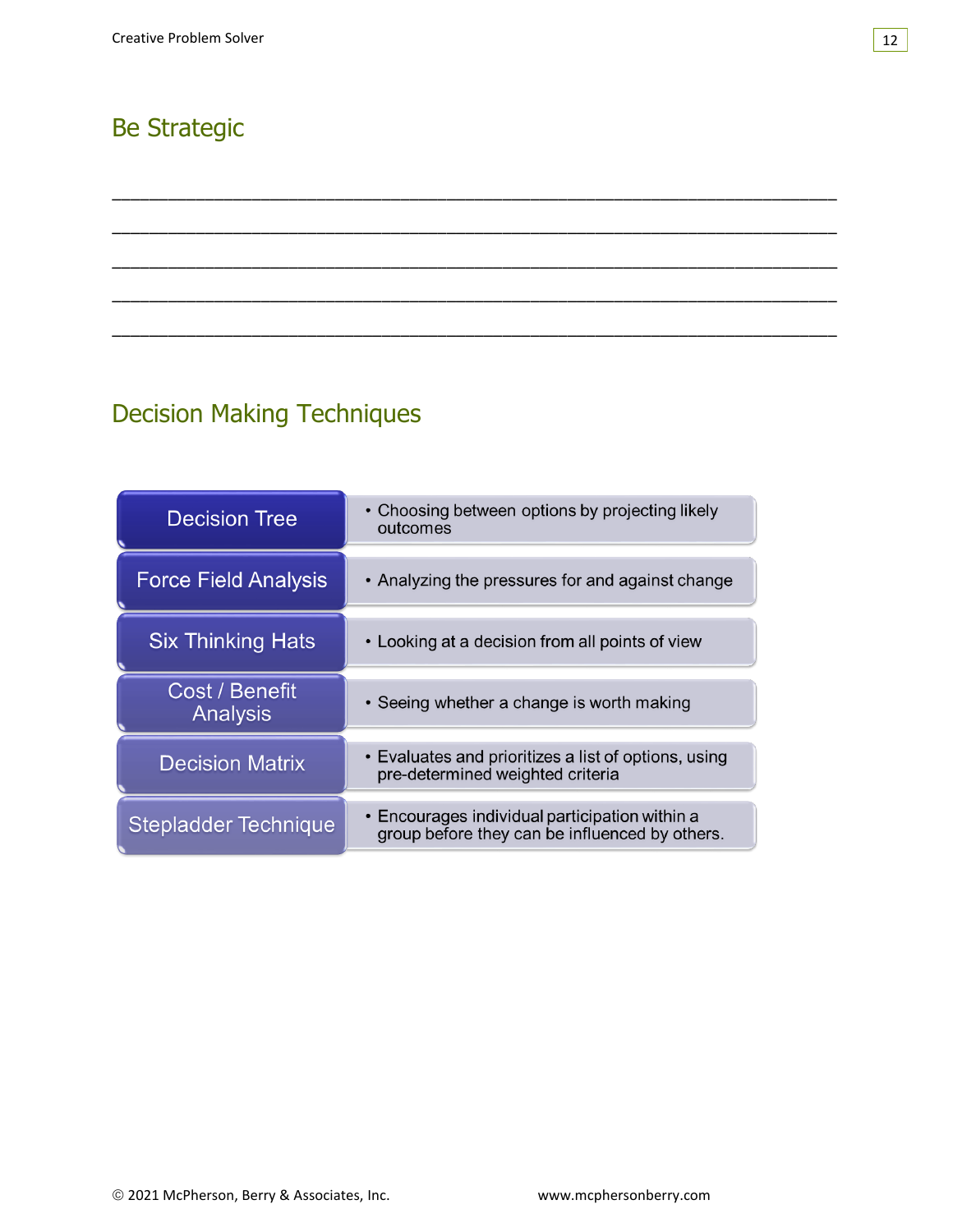## Be Strategic

_______________________________________________________________________________

_______________________________________________________________________________

_______________________________________________________________________________

_______________________________________________________________________________

_______________________________________________________________________________

## Decision Making Techniques

| Technique | Description |
| --- | --- |
| Decision Tree | • Choosing between options by projecting likely outcomes |
| Force Field Analysis | • Analyzing the pressures for and against change |
| Six Thinking Hats | • Looking at a decision from all points of view |
| Cost / Benefit Analysis | • Seeing whether a change is worth making |
| Decision Matrix | • Evaluates and prioritizes a list of options, using pre-determined weighted criteria |
| Stepladder Technique | • Encourages individual participation within a group before they can be influenced by others. |

© 2021 McPherson, Berry & Associates, Inc. www.mcphersonberry.com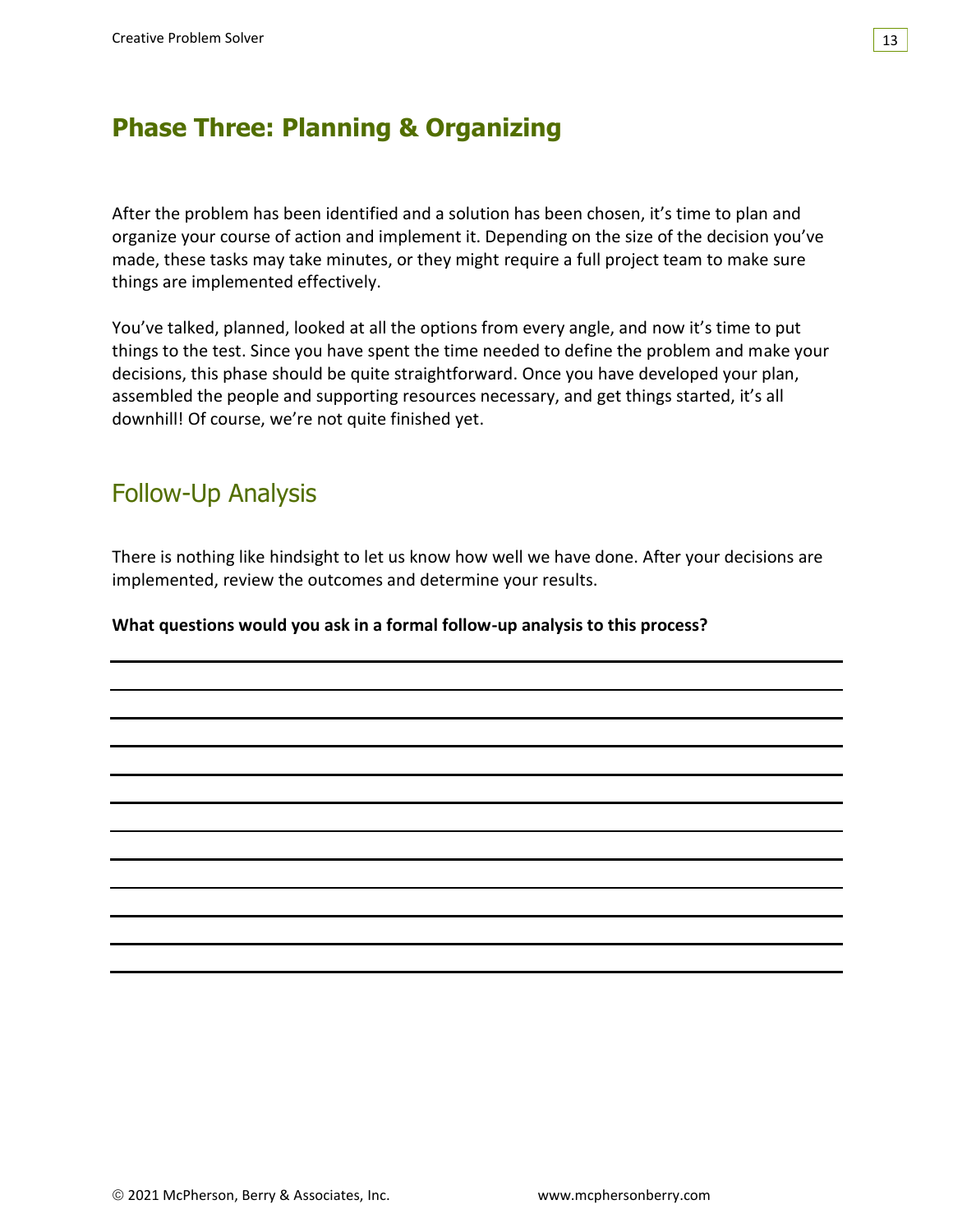# Phase Three: Planning & Organizing

After the problem has been identified and a solution has been chosen, it's time to plan and organize your course of action and implement it. Depending on the size of the decision you've made, these tasks may take minutes, or they might require a full project team to make sure things are implemented effectively.

You've talked, planned, looked at all the options from every angle, and now it's time to put things to the test. Since you have spent the time needed to define the problem and make your decisions, this phase should be quite straightforward. Once you have developed your plan, assembled the people and supporting resources necessary, and get things started, it's all downhill! Of course, we're not quite finished yet.

## Follow-Up Analysis

There is nothing like hindsight to let us know how well we have done. After your decisions are implemented, review the outcomes and determine your results.

**What questions would you ask in a formal follow-up analysis to this process?**

___

___

___

___

___

___

___

___

___

___

___

___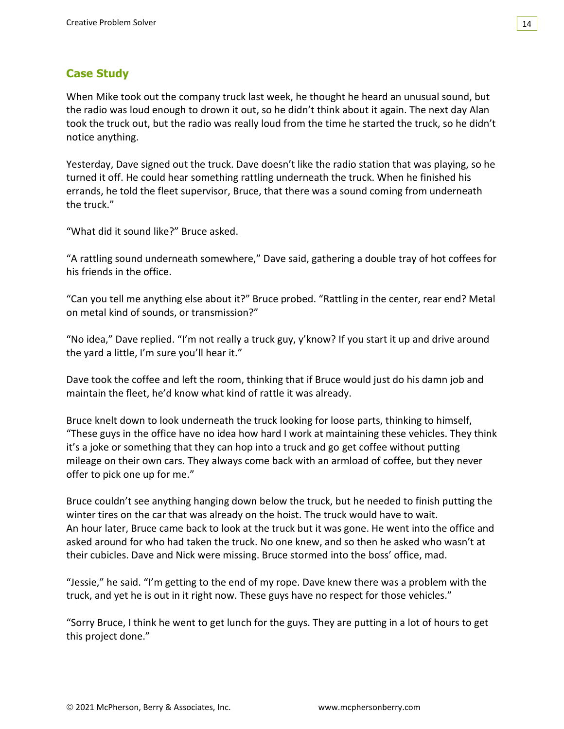## Case Study

When Mike took out the company truck last week, he thought he heard an unusual sound, but the radio was loud enough to drown it out, so he didn't think about it again. The next day Alan took the truck out, but the radio was really loud from the time he started the truck, so he didn't notice anything.

Yesterday, Dave signed out the truck. Dave doesn't like the radio station that was playing, so he turned it off. He could hear something rattling underneath the truck. When he finished his errands, he told the fleet supervisor, Bruce, that there was a sound coming from underneath the truck."

"What did it sound like?" Bruce asked.

"A rattling sound underneath somewhere," Dave said, gathering a double tray of hot coffees for his friends in the office.

"Can you tell me anything else about it?" Bruce probed. "Rattling in the center, rear end? Metal on metal kind of sounds, or transmission?"

"No idea," Dave replied. "I'm not really a truck guy, y'know? If you start it up and drive around the yard a little, I'm sure you'll hear it."

Dave took the coffee and left the room, thinking that if Bruce would just do his damn job and maintain the fleet, he'd know what kind of rattle it was already.

Bruce knelt down to look underneath the truck looking for loose parts, thinking to himself, "These guys in the office have no idea how hard I work at maintaining these vehicles. They think it's a joke or something that they can hop into a truck and go get coffee without putting mileage on their own cars. They always come back with an armload of coffee, but they never offer to pick one up for me."

Bruce couldn't see anything hanging down below the truck, but he needed to finish putting the winter tires on the car that was already on the hoist. The truck would have to wait. An hour later, Bruce came back to look at the truck but it was gone. He went into the office and asked around for who had taken the truck. No one knew, and so then he asked who wasn't at their cubicles. Dave and Nick were missing. Bruce stormed into the boss' office, mad.

"Jessie," he said. "I'm getting to the end of my rope. Dave knew there was a problem with the truck, and yet he is out in it right now. These guys have no respect for those vehicles."

"Sorry Bruce, I think he went to get lunch for the guys. They are putting in a lot of hours to get this project done."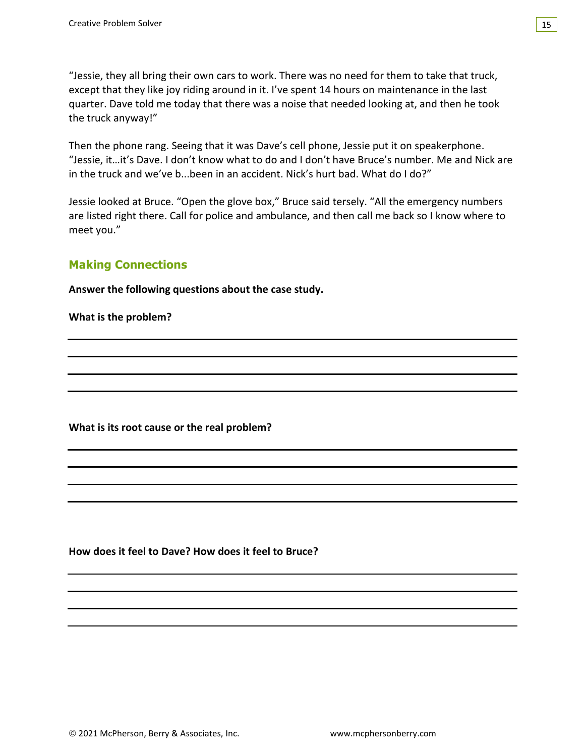"Jessie, they all bring their own cars to work. There was no need for them to take that truck, except that they like joy riding around in it. I've spent 14 hours on maintenance in the last quarter. Dave told me today that there was a noise that needed looking at, and then he took the truck anyway!"

Then the phone rang. Seeing that it was Dave's cell phone, Jessie put it on speakerphone. "Jessie, it…it's Dave. I don't know what to do and I don't have Bruce's number. Me and Nick are in the truck and we've b...been in an accident. Nick's hurt bad. What do I do?"

Jessie looked at Bruce. "Open the glove box," Bruce said tersely. "All the emergency numbers are listed right there. Call for police and ambulance, and then call me back so I know where to meet you."

## Making Connections

**Answer the following questions about the case study.**

**What is the problem?**

______________________________________________________________________

______________________________________________________________________

______________________________________________________________________

______________________________________________________________________

**What is its root cause or the real problem?**

______________________________________________________________________

______________________________________________________________________

______________________________________________________________________

______________________________________________________________________

**How does it feel to Dave? How does it feel to Bruce?**

______________________________________________________________________

______________________________________________________________________

______________________________________________________________________

______________________________________________________________________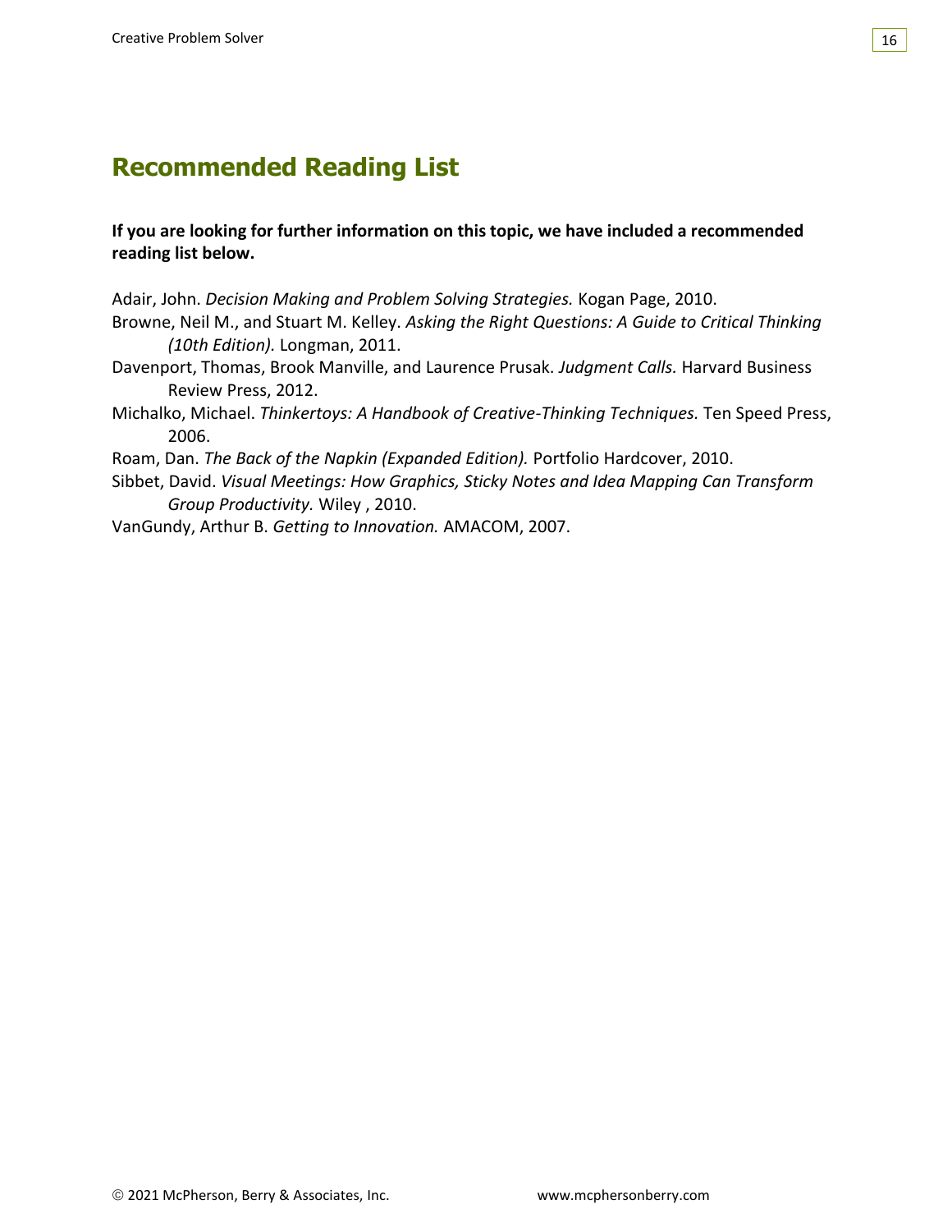## Recommended Reading List

**If you are looking for further information on this topic, we have included a recommended reading list below.**

Adair, John. *Decision Making and Problem Solving Strategies.* Kogan Page, 2010.

Browne, Neil M., and Stuart M. Kelley. *Asking the Right Questions: A Guide to Critical Thinking (10th Edition).* Longman, 2011.

Davenport, Thomas, Brook Manville, and Laurence Prusak. *Judgment Calls.* Harvard Business Review Press, 2012.

Michalko, Michael. *Thinkertoys: A Handbook of Creative-Thinking Techniques.* Ten Speed Press, 2006.

Roam, Dan. *The Back of the Napkin (Expanded Edition).* Portfolio Hardcover, 2010.

Sibbet, David. *Visual Meetings: How Graphics, Sticky Notes and Idea Mapping Can Transform Group Productivity.* Wiley , 2010.

VanGundy, Arthur B. *Getting to Innovation.* AMACOM, 2007.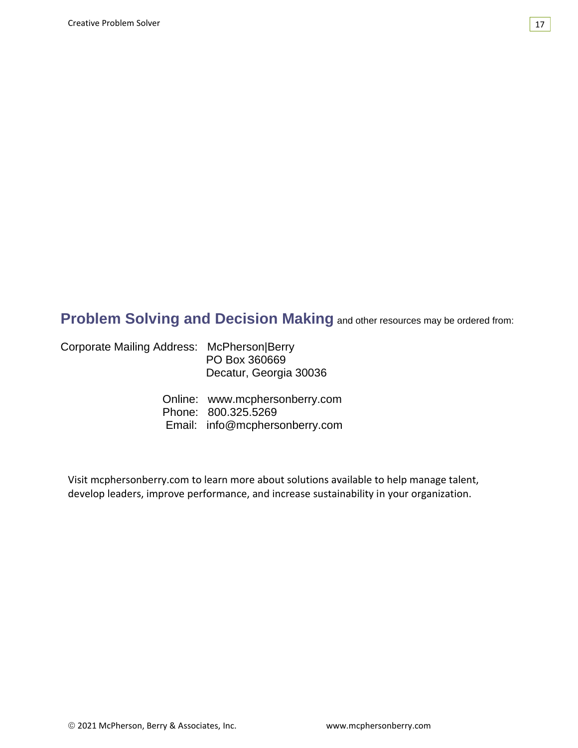**Problem Solving and Decision Making** and other resources may be ordered from:

Corporate Mailing Address: McPherson|Berry
PO Box 360669
Decatur, Georgia 30036

Online: www.mcphersonberry.com
Phone: 800.325.5269
Email: info@mcphersonberry.com

Visit mcphersonberry.com to learn more about solutions available to help manage talent, develop leaders, improve performance, and increase sustainability in your organization.

© 2021 McPherson, Berry & Associates, Inc. www.mcphersonberry.com